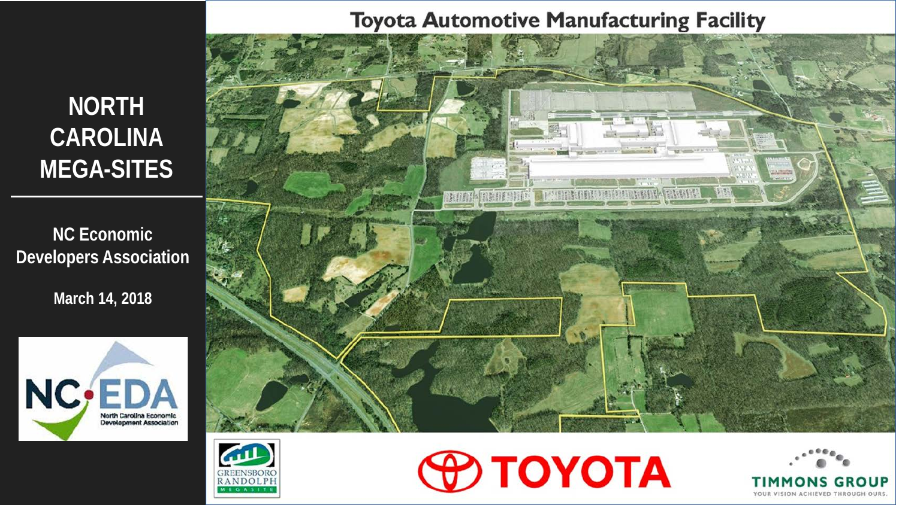# NORTH CAROLINA MEGA-SITES

**NC Economic Developers Association**

**March 14, 2018**

NC·EDA North Carolina Economic Development Association

## Toyota Automotive Manufacturing Facility

GREENSBORO RANDOLPH MEGASITE

TOYOTA

TIMMONS GROUP
YOUR VISION ACHIEVED THROUGH OURS.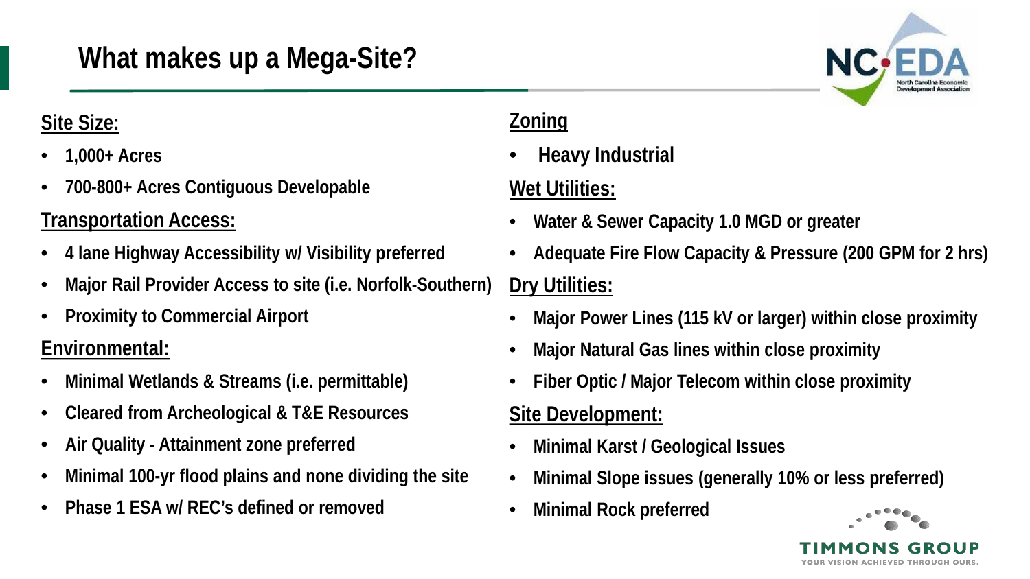# What makes up a Mega-Site?

**Site Size:**

- 1,000+ Acres
- 700-800+ Acres Contiguous Developable

**Transportation Access:**

- 4 lane Highway Accessibility w/ Visibility preferred
- Major Rail Provider Access to site (i.e. Norfolk-Southern)
- Proximity to Commercial Airport

**Environmental:**

- Minimal Wetlands & Streams (i.e. permittable)
- Cleared from Archeological & T&E Resources
- Air Quality - Attainment zone preferred
- Minimal 100-yr flood plains and none dividing the site
- Phase 1 ESA w/ REC's defined or removed

**Zoning**

- Heavy Industrial

**Wet Utilities:**

- Water & Sewer Capacity 1.0 MGD or greater
- Adequate Fire Flow Capacity & Pressure (200 GPM for 2 hrs)

**Dry Utilities:**

- Major Power Lines (115 kV or larger) within close proximity
- Major Natural Gas lines within close proximity
- Fiber Optic / Major Telecom within close proximity

**Site Development:**

- Minimal Karst / Geological Issues
- Minimal Slope issues (generally 10% or less preferred)
- Minimal Rock preferred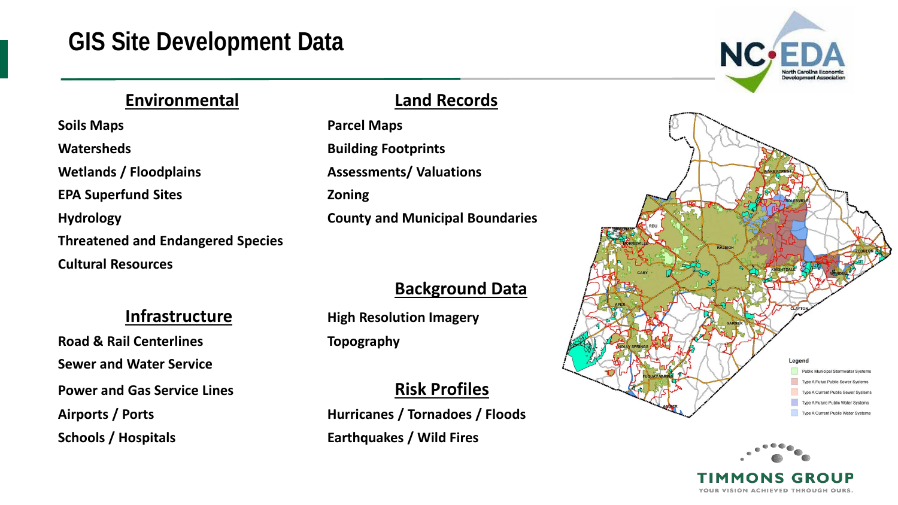# GIS Site Development Data

## Environmental

Soils Maps

Watersheds

Wetlands / Floodplains

EPA Superfund Sites

Hydrology

Threatened and Endangered Species

Cultural Resources

## Infrastructure

Road & Rail Centerlines

Sewer and Water Service

Power and Gas Service Lines

Airports / Ports

Schools / Hospitals

## Land Records

Parcel Maps

Building Footprints

Assessments/ Valuations

Zoning

County and Municipal Boundaries

## Background Data

High Resolution Imagery

Topography

## Risk Profiles

Hurricanes / Tornadoes / Floods

Earthquakes / Wild Fires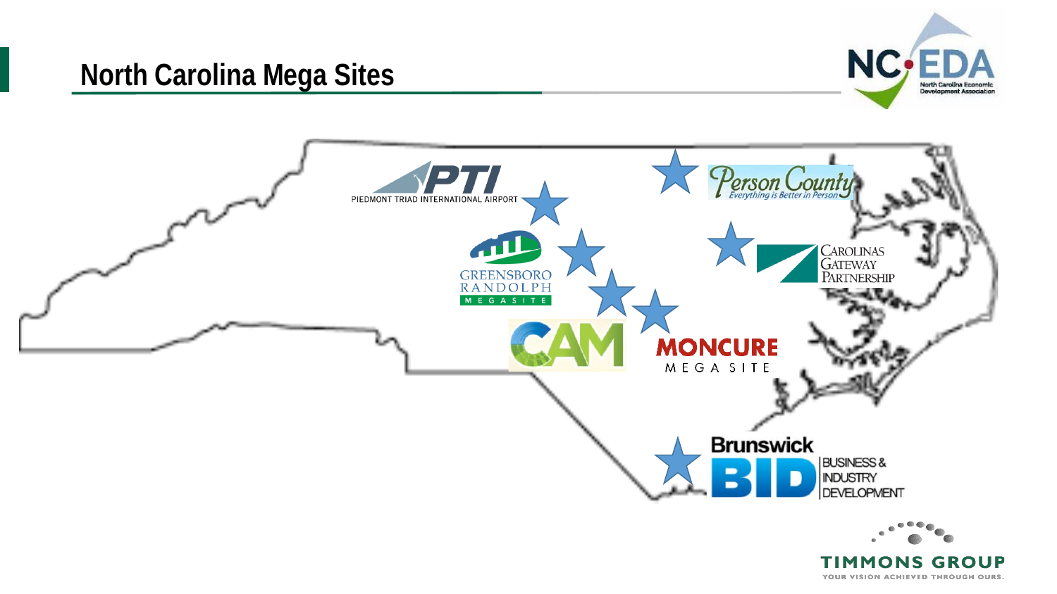# North Carolina Mega Sites

- PTI – Piedmont Triad International Airport
- Person County – Everything is Better in Person
- Greensboro Randolph Megasite
- Carolinas Gateway Partnership
- CAM
- Moncure Mega Site
- Brunswick BID – Business & Industry Development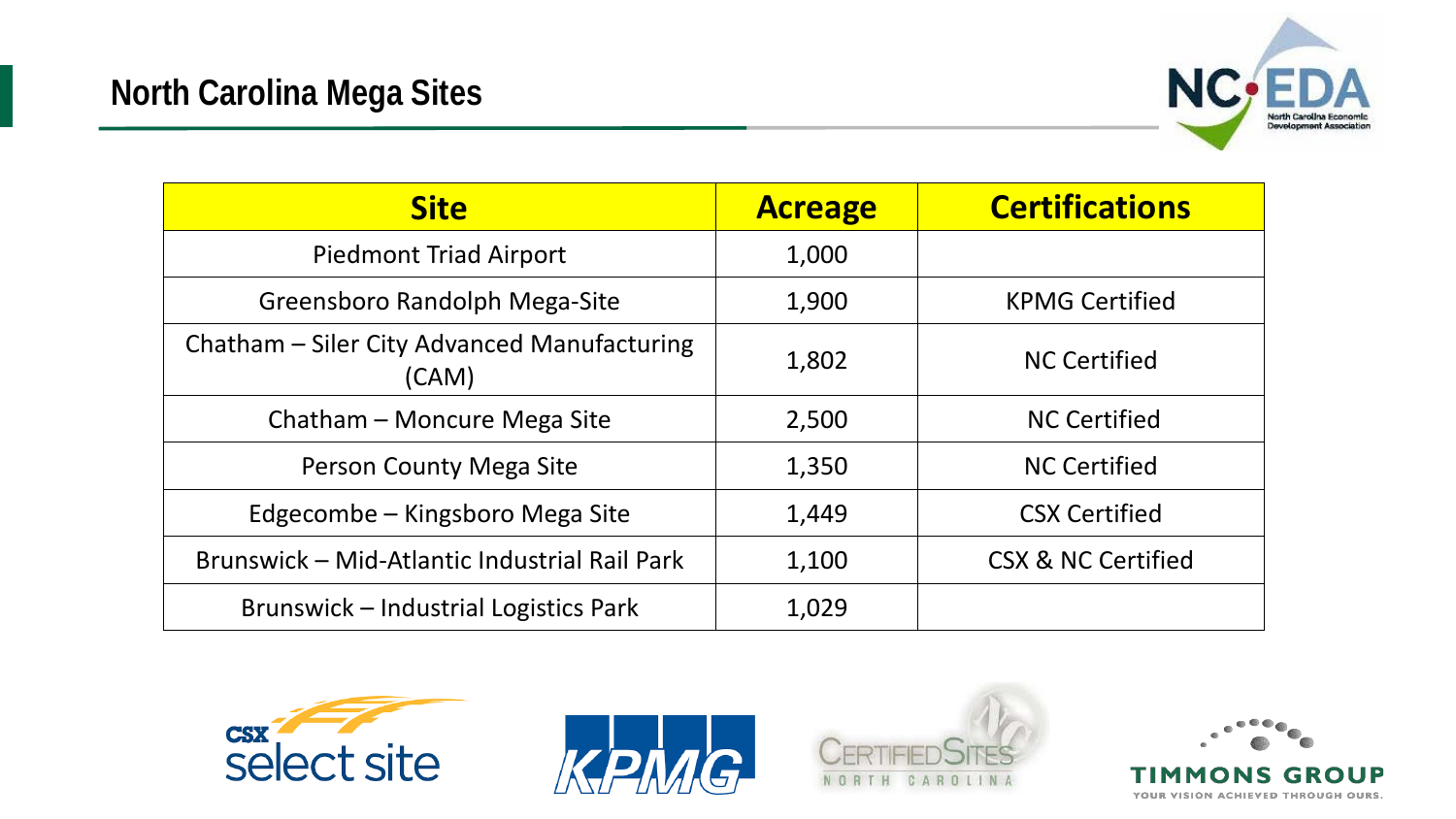# North Carolina Mega Sites

| Site | Acreage | Certifications |
| --- | --- | --- |
| Piedmont Triad Airport | 1,000 | |
| Greensboro Randolph Mega-Site | 1,900 | KPMG Certified |
| Chatham – Siler City Advanced Manufacturing (CAM) | 1,802 | NC Certified |
| Chatham – Moncure Mega Site | 2,500 | NC Certified |
| Person County Mega Site | 1,350 | NC Certified |
| Edgecombe – Kingsboro Mega Site | 1,449 | CSX Certified |
| Brunswick – Mid-Atlantic Industrial Rail Park | 1,100 | CSX & NC Certified |
| Brunswick – Industrial Logistics Park | 1,029 | |